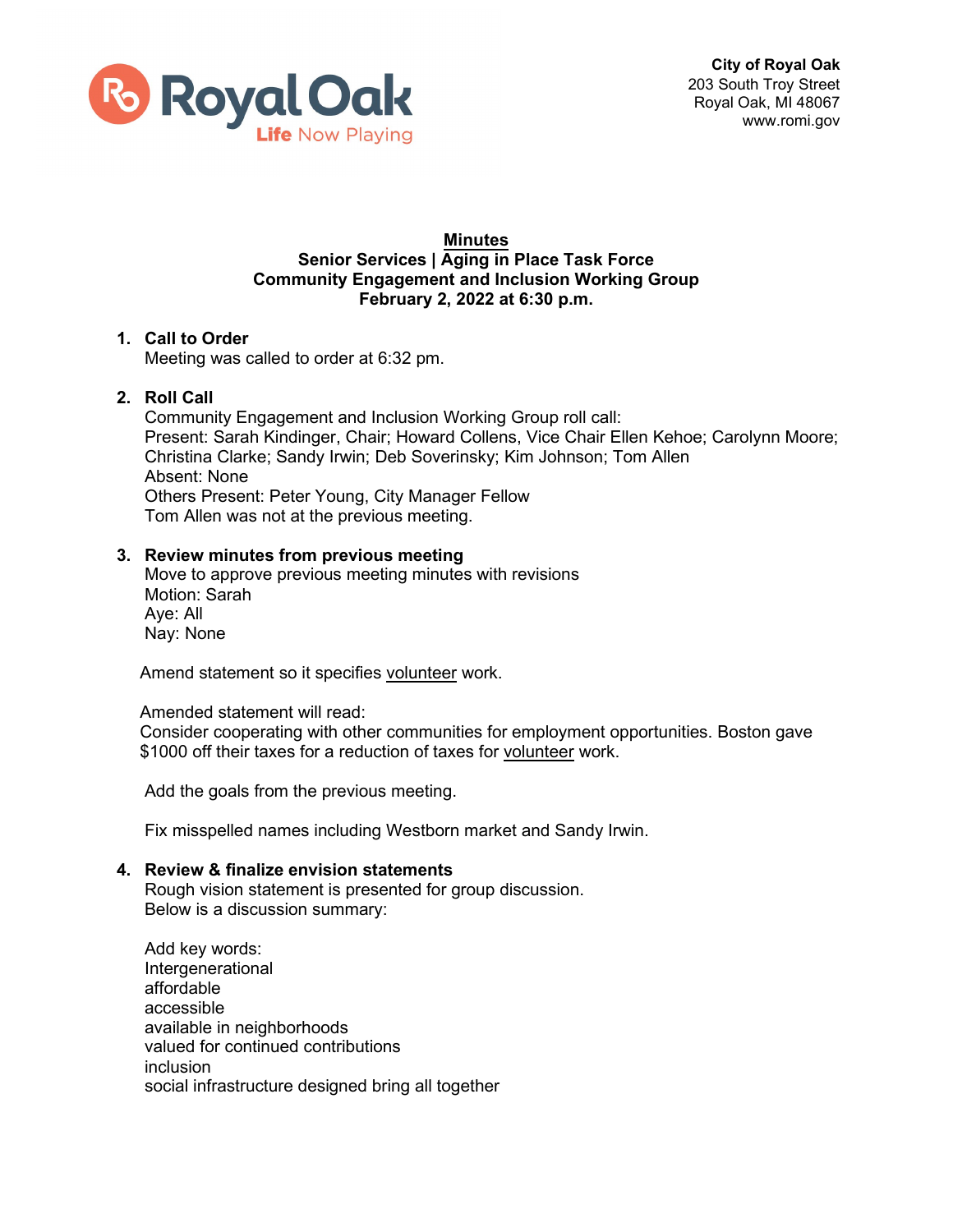Royal Oak
Life Now Playing

**City of Royal Oak**
203 South Troy Street
Royal Oak, MI 48067
www.romi.gov

# Minutes
## Senior Services | Aging in Place Task Force
## Community Engagement and Inclusion Working Group
## February 2, 2022 at 6:30 p.m.

1. **Call to Order**
   Meeting was called to order at 6:32 pm.

2. **Roll Call**
   Community Engagement and Inclusion Working Group roll call:
   Present: Sarah Kindinger, Chair; Howard Collens, Vice Chair Ellen Kehoe; Carolynn Moore; Christina Clarke; Sandy Irwin; Deb Soverinsky; Kim Johnson; Tom Allen
   Absent: None
   Others Present: Peter Young, City Manager Fellow
   Tom Allen was not at the previous meeting.

3. **Review minutes from previous meeting**
   Move to approve previous meeting minutes with revisions
   Motion: Sarah
   Aye: All
   Nay: None

   Amend statement so it specifies volunteer work.

   Amended statement will read:
   Consider cooperating with other communities for employment opportunities. Boston gave $1000 off their taxes for a reduction of taxes for volunteer work.

   Add the goals from the previous meeting.

   Fix misspelled names including Westborn market and Sandy Irwin.

4. **Review & finalize envision statements**
   Rough vision statement is presented for group discussion.
   Below is a discussion summary:

   Add key words:
   Intergenerational
   affordable
   accessible
   available in neighborhoods
   valued for continued contributions
   inclusion
   social infrastructure designed bring all together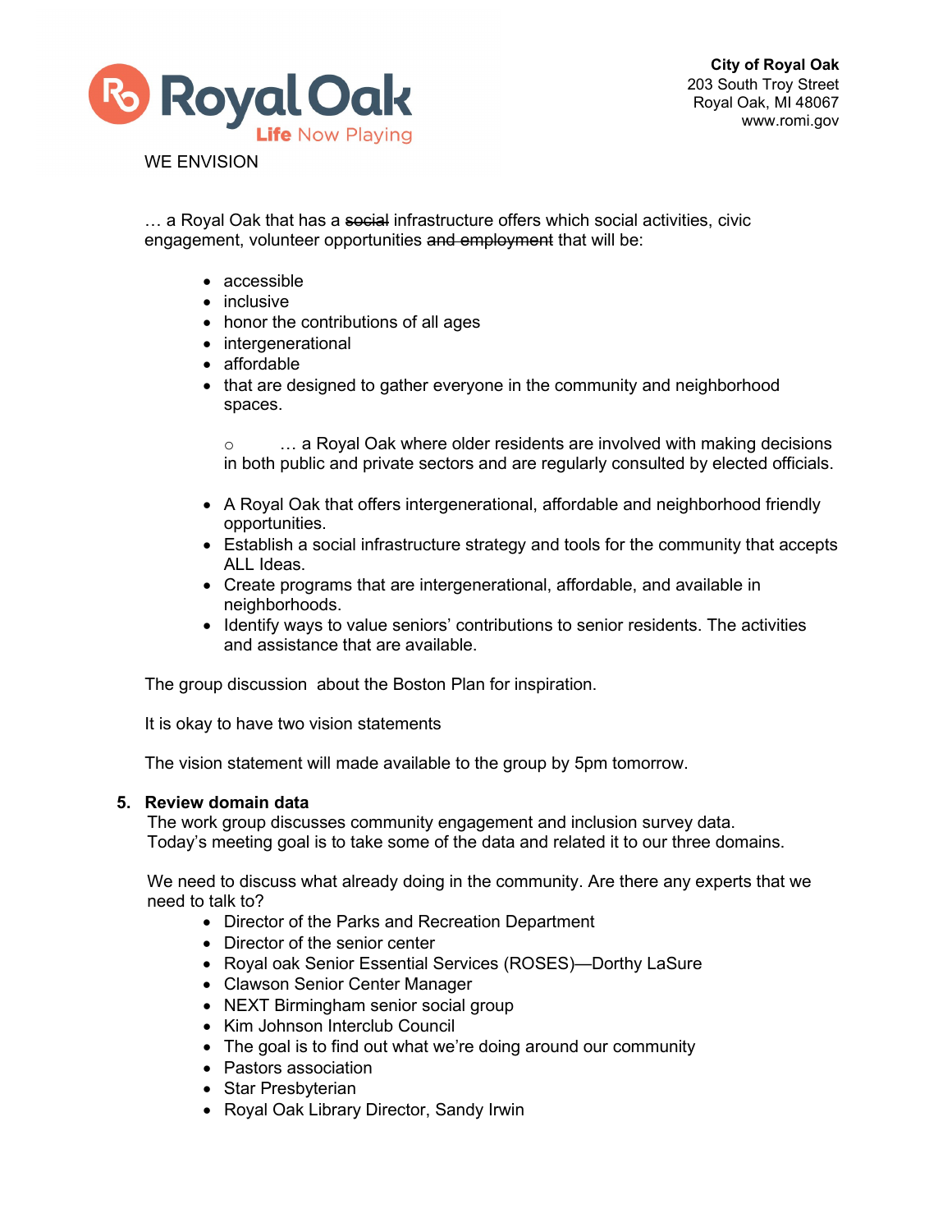WE ENVISION

… a Royal Oak that has a ~~social~~ infrastructure offers which social activities, civic engagement, volunteer opportunities ~~and employment~~ that will be:

- accessible
- inclusive
- honor the contributions of all ages
- intergenerational
- affordable
- that are designed to gather everyone in the community and neighborhood spaces.

  - … a Royal Oak where older residents are involved with making decisions in both public and private sectors and are regularly consulted by elected officials.

- A Royal Oak that offers intergenerational, affordable and neighborhood friendly opportunities.
- Establish a social infrastructure strategy and tools for the community that accepts ALL Ideas.
- Create programs that are intergenerational, affordable, and available in neighborhoods.
- Identify ways to value seniors' contributions to senior residents. The activities and assistance that are available.

The group discussion about the Boston Plan for inspiration.

It is okay to have two vision statements

The vision statement will made available to the group by 5pm tomorrow.

5. **Review domain data**

The work group discusses community engagement and inclusion survey data. Today's meeting goal is to take some of the data and related it to our three domains.

We need to discuss what already doing in the community. Are there any experts that we need to talk to?

- Director of the Parks and Recreation Department
- Director of the senior center
- Royal oak Senior Essential Services (ROSES)—Dorthy LaSure
- Clawson Senior Center Manager
- NEXT Birmingham senior social group
- Kim Johnson Interclub Council
- The goal is to find out what we're doing around our community
- Pastors association
- Star Presbyterian
- Royal Oak Library Director, Sandy Irwin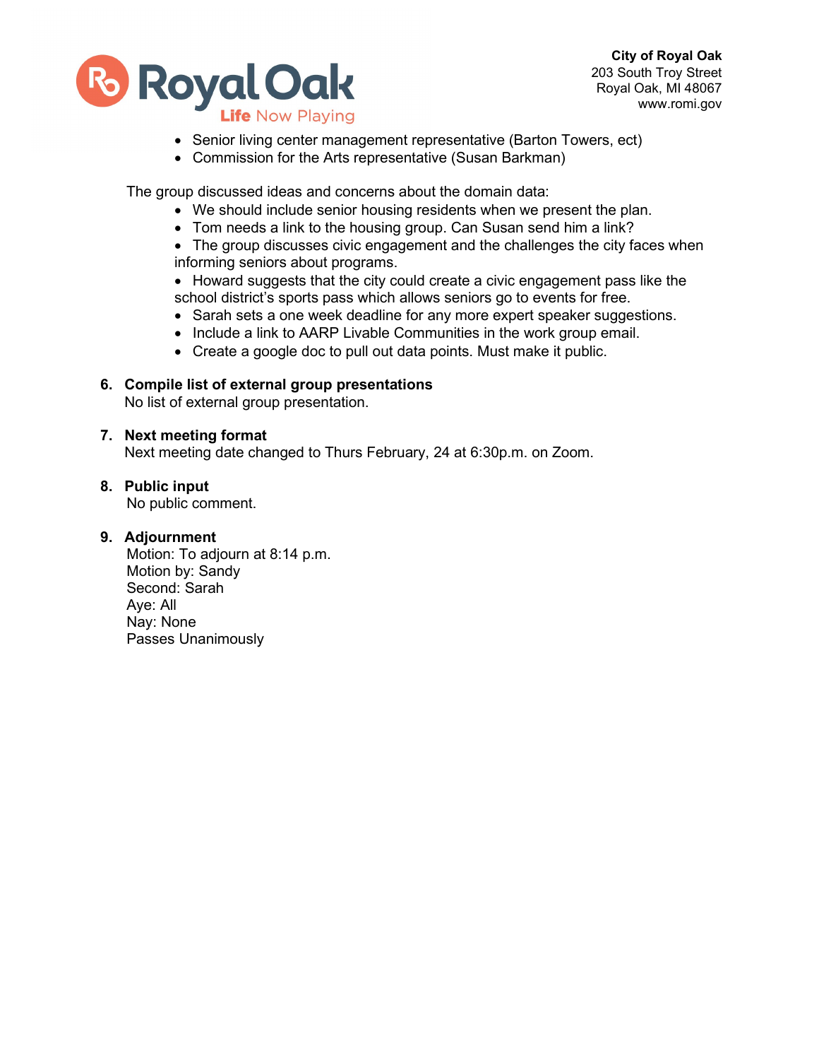- Senior living center management representative (Barton Towers, ect)
- Commission for the Arts representative (Susan Barkman)

The group discussed ideas and concerns about the domain data:

- We should include senior housing residents when we present the plan.
- Tom needs a link to the housing group. Can Susan send him a link?
- The group discusses civic engagement and the challenges the city faces when informing seniors about programs.
- Howard suggests that the city could create a civic engagement pass like the school district's sports pass which allows seniors go to events for free.
- Sarah sets a one week deadline for any more expert speaker suggestions.
- Include a link to AARP Livable Communities in the work group email.
- Create a google doc to pull out data points. Must make it public.

6. **Compile list of external group presentations**
   No list of external group presentation.

7. **Next meeting format**
   Next meeting date changed to Thurs February, 24 at 6:30p.m. on Zoom.

8. **Public input**
   No public comment.

9. **Adjournment**
   Motion: To adjourn at 8:14 p.m.
   Motion by: Sandy
   Second: Sarah
   Aye: All
   Nay: None
   Passes Unanimously